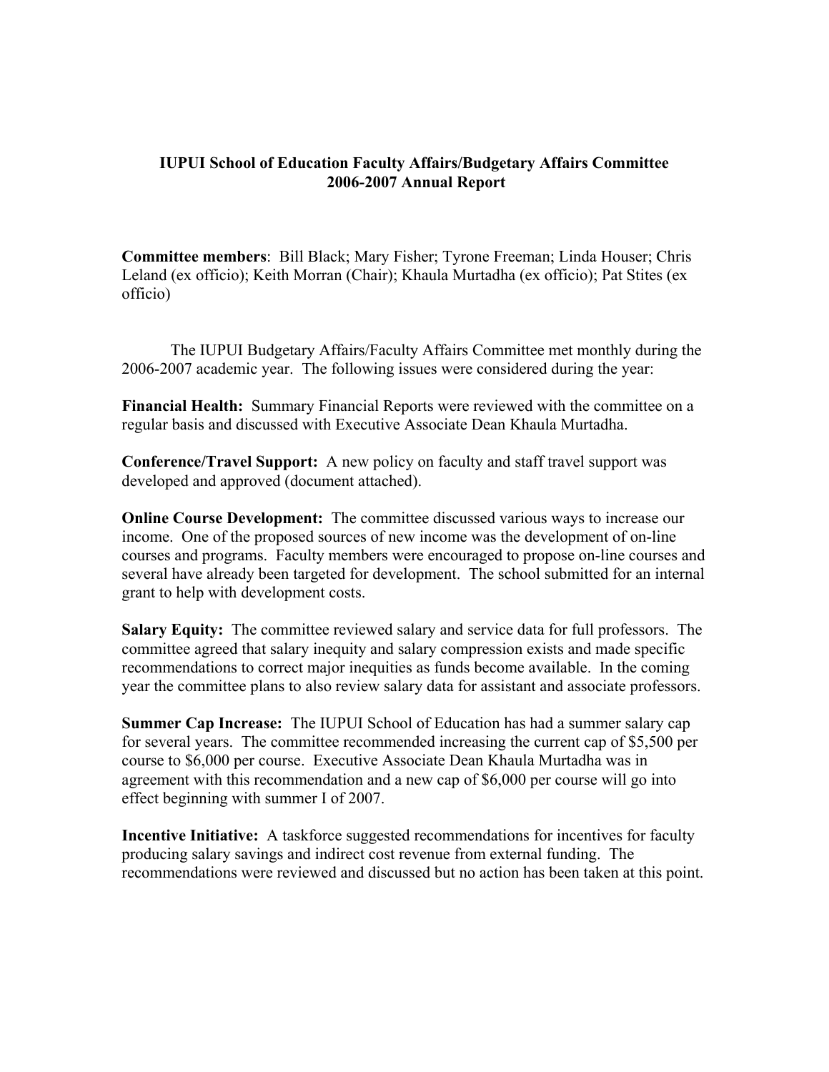# IUPUI School of Education Faculty Affairs/Budgetary Affairs Committee 2006-2007 Annual Report

**Committee members**: Bill Black; Mary Fisher; Tyrone Freeman; Linda Houser; Chris Leland (ex officio); Keith Morran (Chair); Khaula Murtadha (ex officio); Pat Stites (ex officio)

The IUPUI Budgetary Affairs/Faculty Affairs Committee met monthly during the 2006-2007 academic year. The following issues were considered during the year:

**Financial Health:** Summary Financial Reports were reviewed with the committee on a regular basis and discussed with Executive Associate Dean Khaula Murtadha.

**Conference/Travel Support:** A new policy on faculty and staff travel support was developed and approved (document attached).

**Online Course Development:** The committee discussed various ways to increase our income. One of the proposed sources of new income was the development of on-line courses and programs. Faculty members were encouraged to propose on-line courses and several have already been targeted for development. The school submitted for an internal grant to help with development costs.

**Salary Equity:** The committee reviewed salary and service data for full professors. The committee agreed that salary inequity and salary compression exists and made specific recommendations to correct major inequities as funds become available. In the coming year the committee plans to also review salary data for assistant and associate professors.

**Summer Cap Increase:** The IUPUI School of Education has had a summer salary cap for several years. The committee recommended increasing the current cap of $5,500 per course to $6,000 per course. Executive Associate Dean Khaula Murtadha was in agreement with this recommendation and a new cap of $6,000 per course will go into effect beginning with summer I of 2007.

**Incentive Initiative:** A taskforce suggested recommendations for incentives for faculty producing salary savings and indirect cost revenue from external funding. The recommendations were reviewed and discussed but no action has been taken at this point.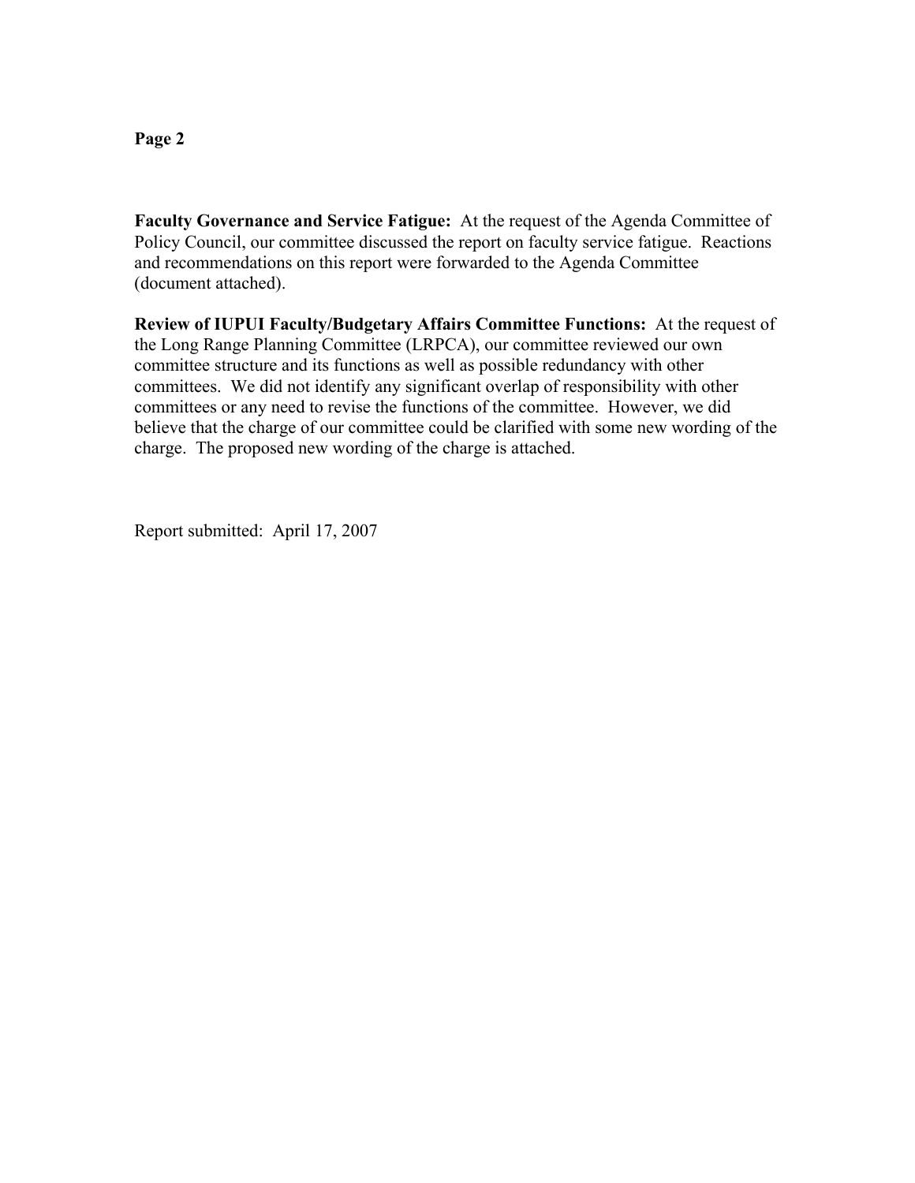**Faculty Governance and Service Fatigue:** At the request of the Agenda Committee of Policy Council, our committee discussed the report on faculty service fatigue. Reactions and recommendations on this report were forwarded to the Agenda Committee (document attached).

**Review of IUPUI Faculty/Budgetary Affairs Committee Functions:** At the request of the Long Range Planning Committee (LRPCA), our committee reviewed our own committee structure and its functions as well as possible redundancy with other committees. We did not identify any significant overlap of responsibility with other committees or any need to revise the functions of the committee. However, we did believe that the charge of our committee could be clarified with some new wording of the charge. The proposed new wording of the charge is attached.

Report submitted: April 17, 2007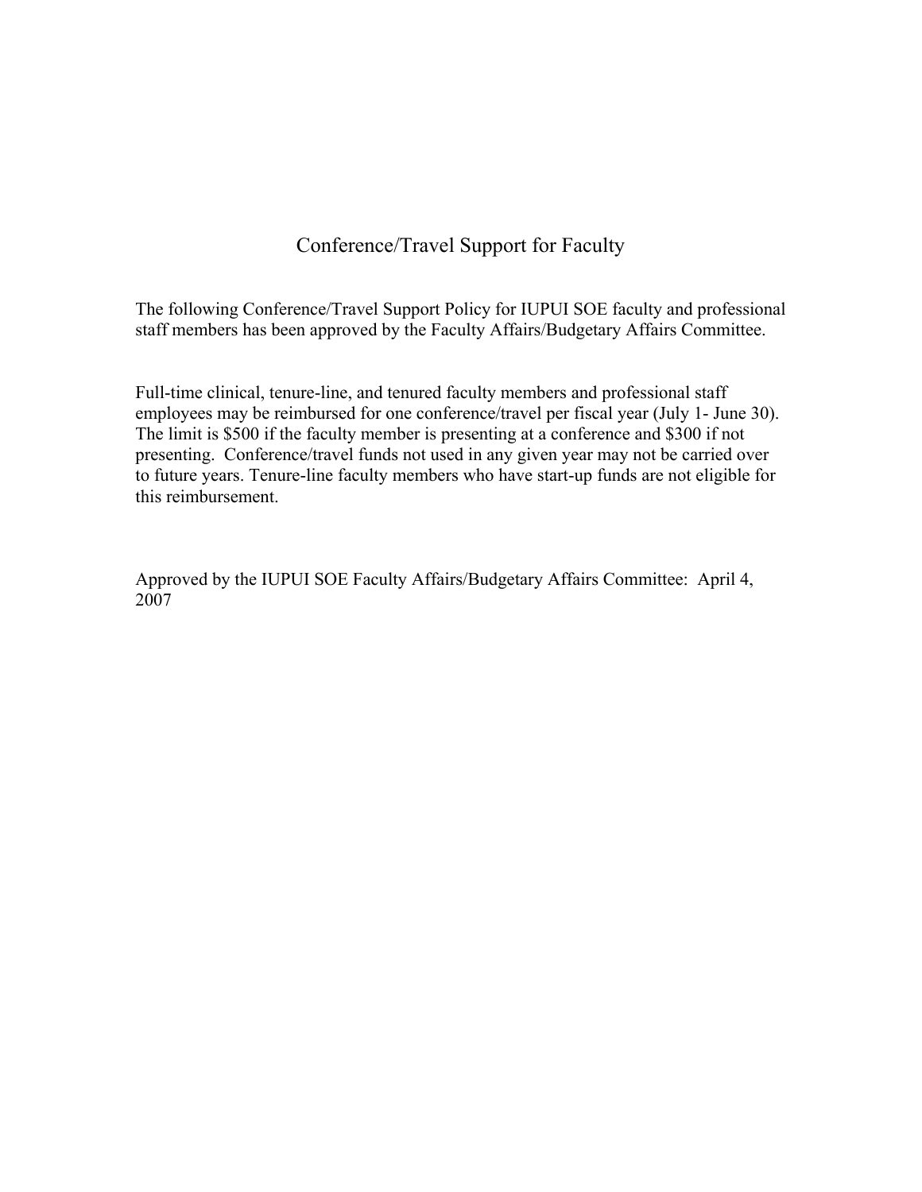# Conference/Travel Support for Faculty

The following Conference/Travel Support Policy for IUPUI SOE faculty and professional staff members has been approved by the Faculty Affairs/Budgetary Affairs Committee.

Full-time clinical, tenure-line, and tenured faculty members and professional staff employees may be reimbursed for one conference/travel per fiscal year (July 1- June 30). The limit is $500 if the faculty member is presenting at a conference and $300 if not presenting. Conference/travel funds not used in any given year may not be carried over to future years. Tenure-line faculty members who have start-up funds are not eligible for this reimbursement.

Approved by the IUPUI SOE Faculty Affairs/Budgetary Affairs Committee: April 4, 2007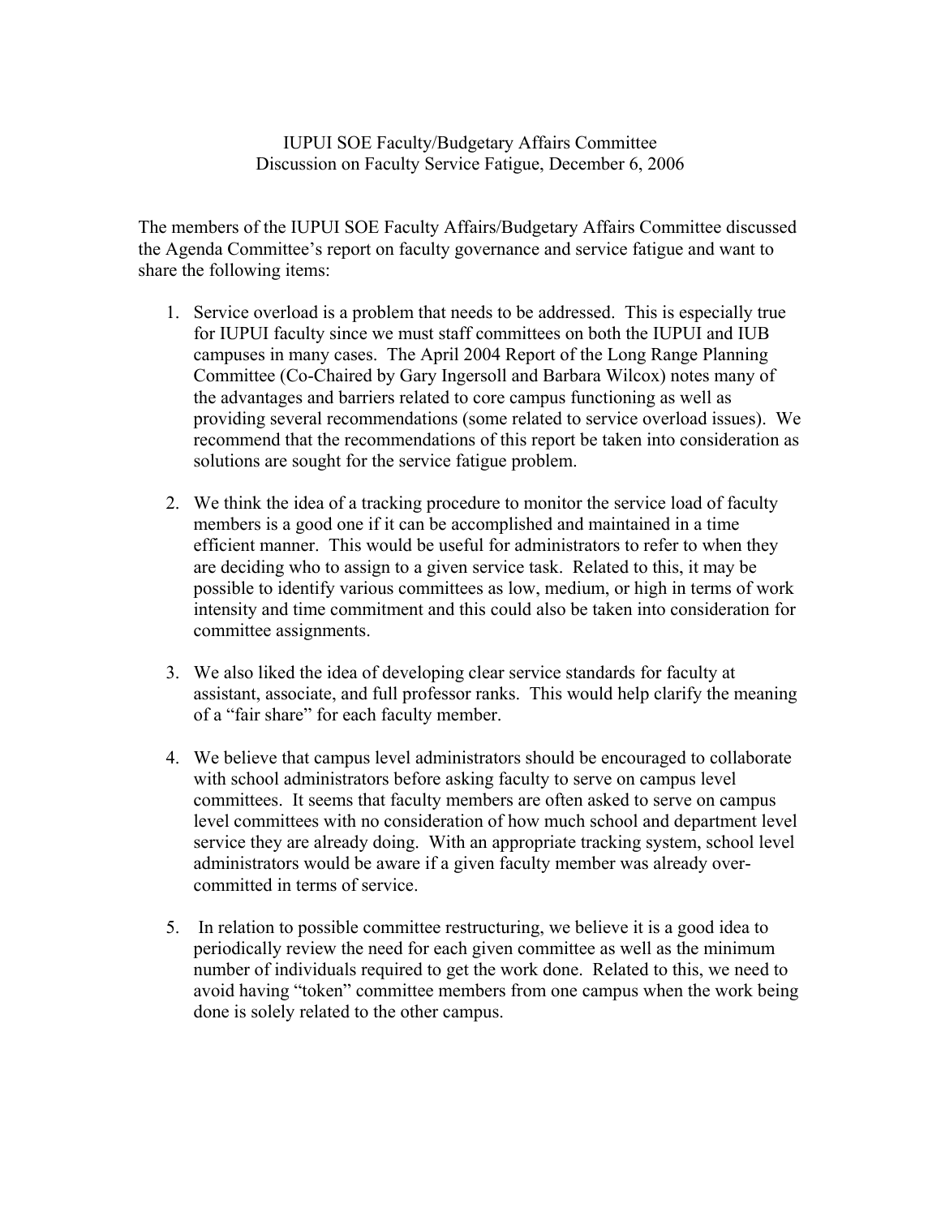IUPUI SOE Faculty/Budgetary Affairs Committee
Discussion on Faculty Service Fatigue, December 6, 2006

The members of the IUPUI SOE Faculty Affairs/Budgetary Affairs Committee discussed the Agenda Committee's report on faculty governance and service fatigue and want to share the following items:

1. Service overload is a problem that needs to be addressed. This is especially true for IUPUI faculty since we must staff committees on both the IUPUI and IUB campuses in many cases. The April 2004 Report of the Long Range Planning Committee (Co-Chaired by Gary Ingersoll and Barbara Wilcox) notes many of the advantages and barriers related to core campus functioning as well as providing several recommendations (some related to service overload issues). We recommend that the recommendations of this report be taken into consideration as solutions are sought for the service fatigue problem.

2. We think the idea of a tracking procedure to monitor the service load of faculty members is a good one if it can be accomplished and maintained in a time efficient manner. This would be useful for administrators to refer to when they are deciding who to assign to a given service task. Related to this, it may be possible to identify various committees as low, medium, or high in terms of work intensity and time commitment and this could also be taken into consideration for committee assignments.

3. We also liked the idea of developing clear service standards for faculty at assistant, associate, and full professor ranks. This would help clarify the meaning of a "fair share" for each faculty member.

4. We believe that campus level administrators should be encouraged to collaborate with school administrators before asking faculty to serve on campus level committees. It seems that faculty members are often asked to serve on campus level committees with no consideration of how much school and department level service they are already doing. With an appropriate tracking system, school level administrators would be aware if a given faculty member was already over-committed in terms of service.

5. In relation to possible committee restructuring, we believe it is a good idea to periodically review the need for each given committee as well as the minimum number of individuals required to get the work done. Related to this, we need to avoid having "token" committee members from one campus when the work being done is solely related to the other campus.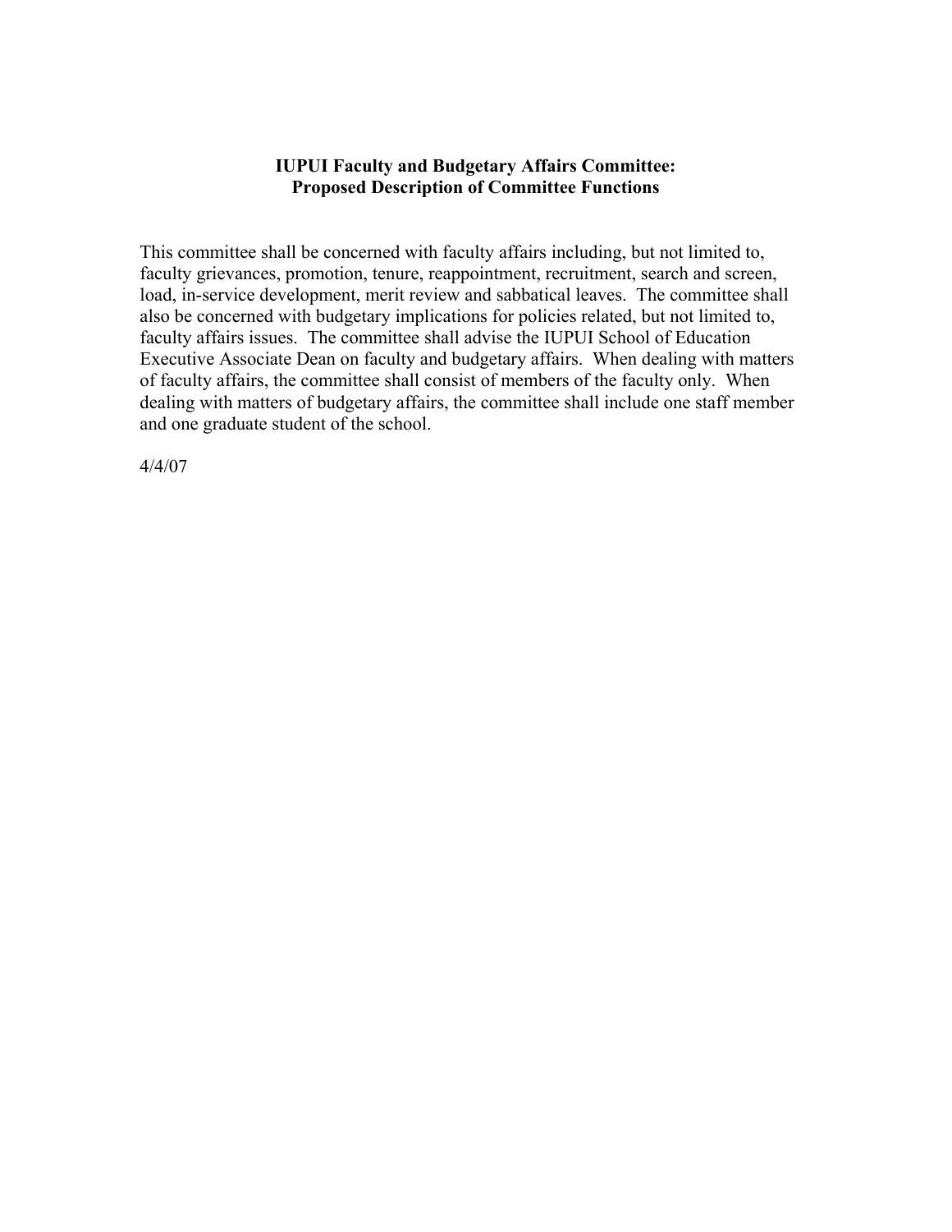**IUPUI Faculty and Budgetary Affairs Committee:**
**Proposed Description of Committee Functions**

This committee shall be concerned with faculty affairs including, but not limited to, faculty grievances, promotion, tenure, reappointment, recruitment, search and screen, load, in-service development, merit review and sabbatical leaves. The committee shall also be concerned with budgetary implications for policies related, but not limited to, faculty affairs issues. The committee shall advise the IUPUI School of Education Executive Associate Dean on faculty and budgetary affairs. When dealing with matters of faculty affairs, the committee shall consist of members of the faculty only. When dealing with matters of budgetary affairs, the committee shall include one staff member and one graduate student of the school.

4/4/07